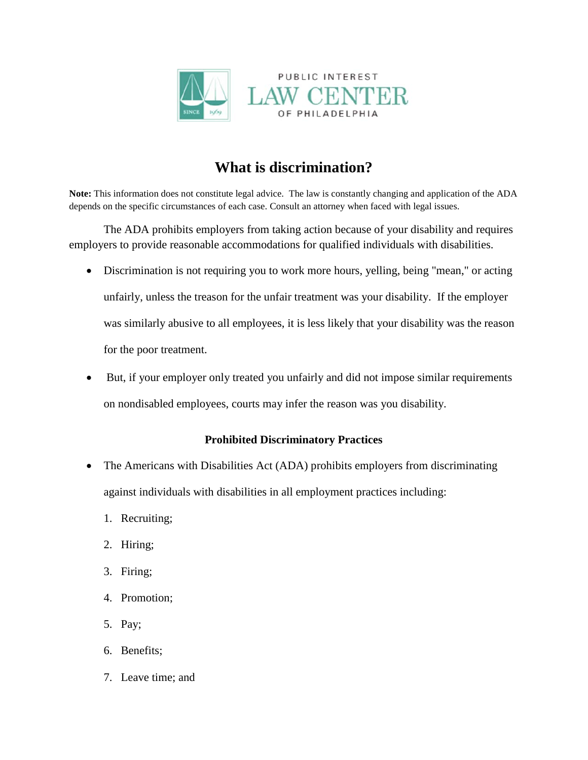PUBLIC INTEREST
LAW CENTER
OF PHILADELPHIA

# What is discrimination?

**Note:** This information does not constitute legal advice. The law is constantly changing and application of the ADA depends on the specific circumstances of each case. Consult an attorney when faced with legal issues.

The ADA prohibits employers from taking action because of your disability and requires employers to provide reasonable accommodations for qualified individuals with disabilities.

- Discrimination is not requiring you to work more hours, yelling, being "mean," or acting unfairly, unless the treason for the unfair treatment was your disability. If the employer was similarly abusive to all employees, it is less likely that your disability was the reason for the poor treatment.
- But, if your employer only treated you unfairly and did not impose similar requirements on nondisabled employees, courts may infer the reason was you disability.

### Prohibited Discriminatory Practices

- The Americans with Disabilities Act (ADA) prohibits employers from discriminating against individuals with disabilities in all employment practices including:
  1. Recruiting;
  2. Hiring;
  3. Firing;
  4. Promotion;
  5. Pay;
  6. Benefits;
  7. Leave time; and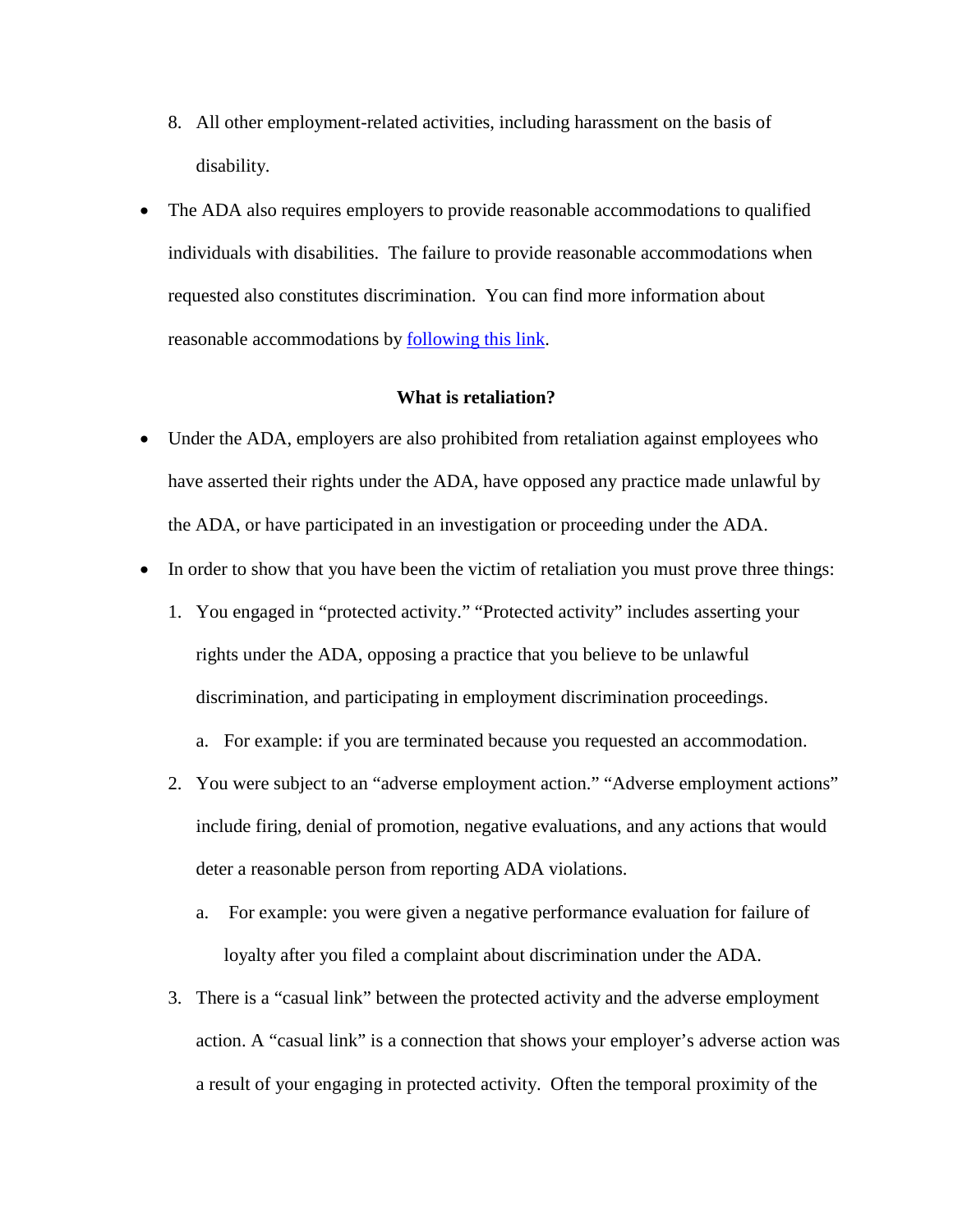8. All other employment-related activities, including harassment on the basis of disability.

- The ADA also requires employers to provide reasonable accommodations to qualified individuals with disabilities. The failure to provide reasonable accommodations when requested also constitutes discrimination. You can find more information about reasonable accommodations by following this link.

**What is retaliation?**

- Under the ADA, employers are also prohibited from retaliation against employees who have asserted their rights under the ADA, have opposed any practice made unlawful by the ADA, or have participated in an investigation or proceeding under the ADA.
- In order to show that you have been the victim of retaliation you must prove three things:
  1. You engaged in "protected activity." "Protected activity" includes asserting your rights under the ADA, opposing a practice that you believe to be unlawful discrimination, and participating in employment discrimination proceedings.
     a. For example: if you are terminated because you requested an accommodation.
  2. You were subject to an "adverse employment action." "Adverse employment actions" include firing, denial of promotion, negative evaluations, and any actions that would deter a reasonable person from reporting ADA violations.
     a. For example: you were given a negative performance evaluation for failure of loyalty after you filed a complaint about discrimination under the ADA.
  3. There is a "casual link" between the protected activity and the adverse employment action. A "casual link" is a connection that shows your employer's adverse action was a result of your engaging in protected activity. Often the temporal proximity of the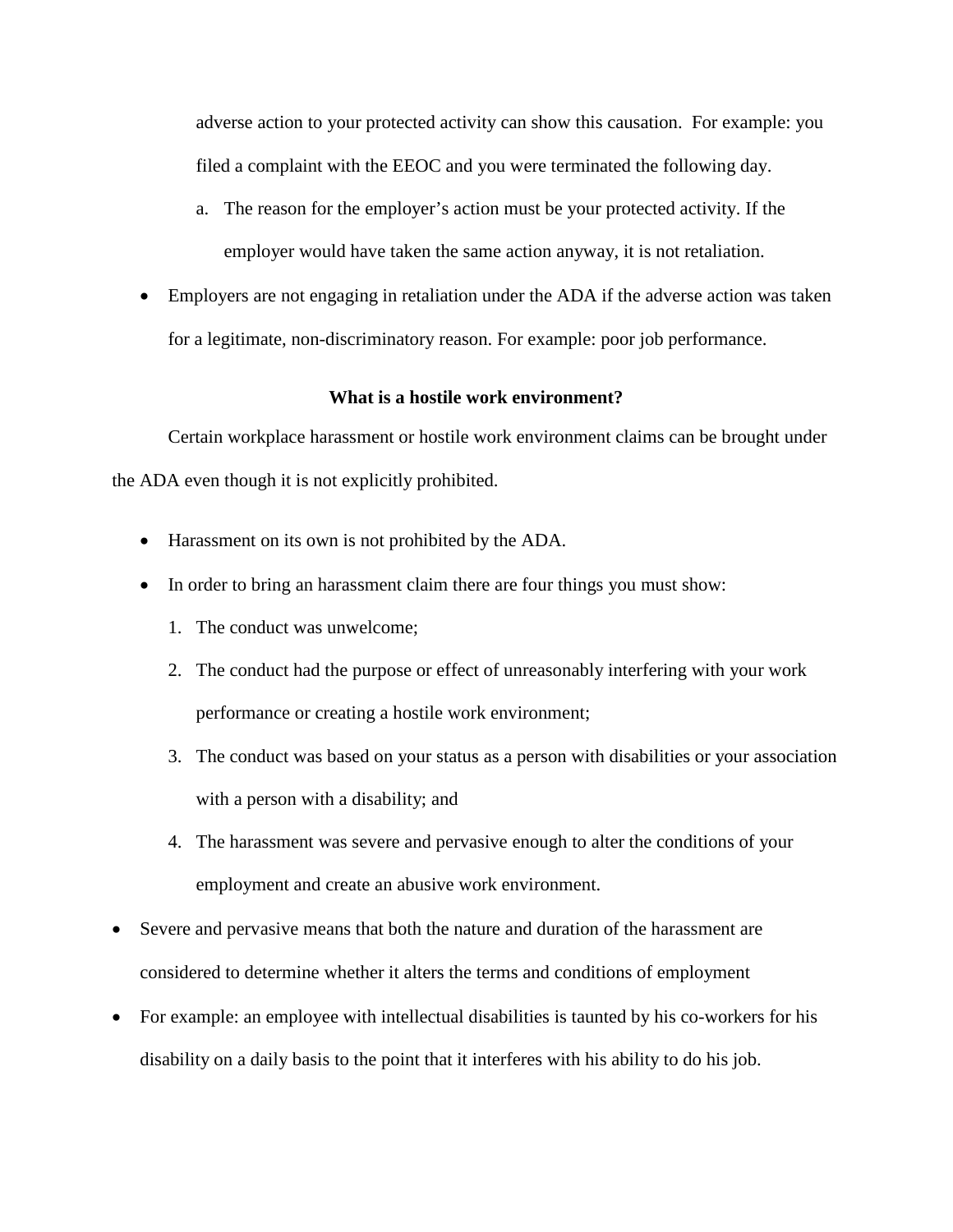adverse action to your protected activity can show this causation. For example: you filed a complaint with the EEOC and you were terminated the following day.

a. The reason for the employer's action must be your protected activity. If the employer would have taken the same action anyway, it is not retaliation.

- Employers are not engaging in retaliation under the ADA if the adverse action was taken for a legitimate, non-discriminatory reason. For example: poor job performance.

**What is a hostile work environment?**

Certain workplace harassment or hostile work environment claims can be brought under the ADA even though it is not explicitly prohibited.

- Harassment on its own is not prohibited by the ADA.
- In order to bring an harassment claim there are four things you must show:
  1. The conduct was unwelcome;
  2. The conduct had the purpose or effect of unreasonably interfering with your work performance or creating a hostile work environment;
  3. The conduct was based on your status as a person with disabilities or your association with a person with a disability; and
  4. The harassment was severe and pervasive enough to alter the conditions of your employment and create an abusive work environment.
- Severe and pervasive means that both the nature and duration of the harassment are considered to determine whether it alters the terms and conditions of employment
- For example: an employee with intellectual disabilities is taunted by his co-workers for his disability on a daily basis to the point that it interferes with his ability to do his job.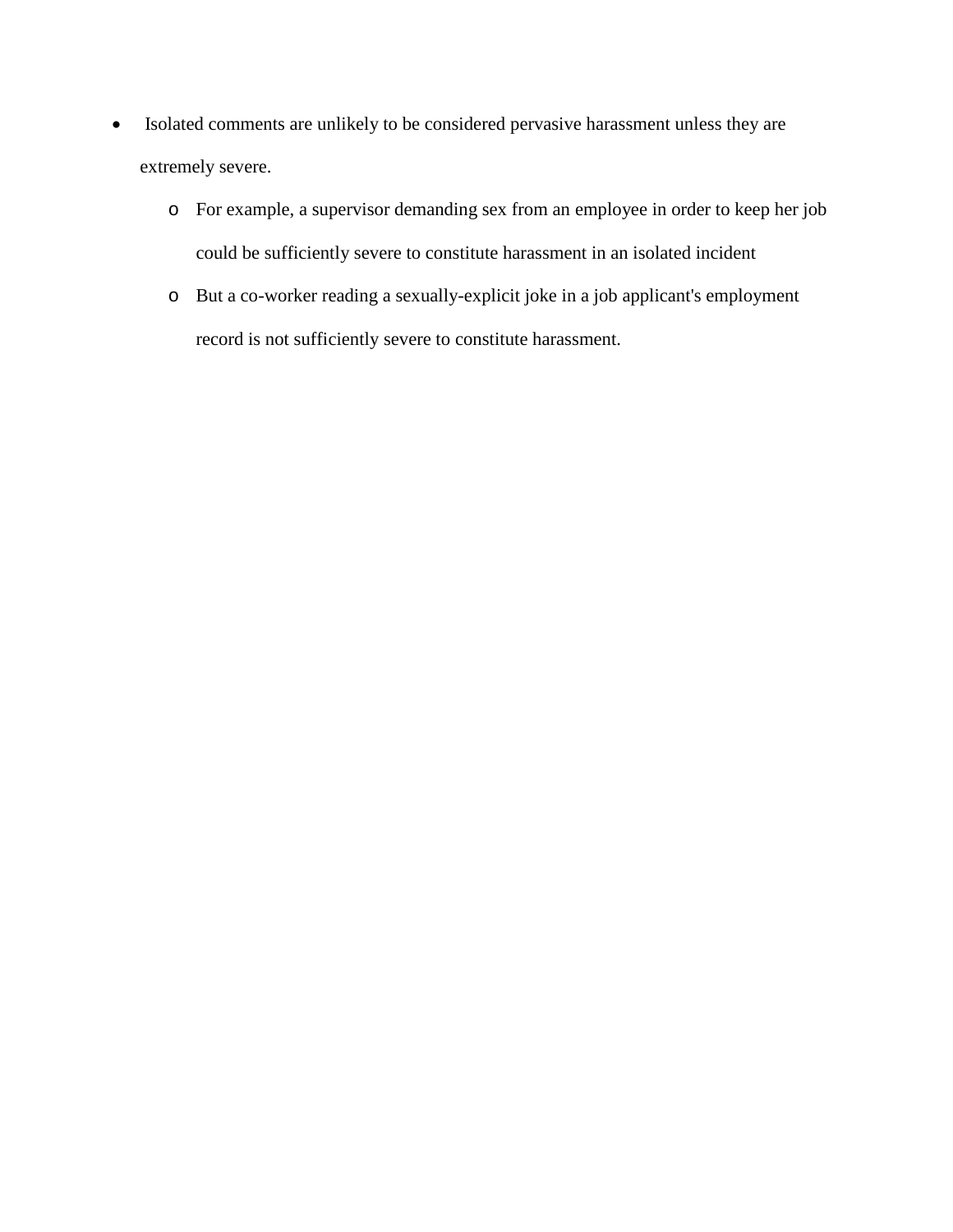- Isolated comments are unlikely to be considered pervasive harassment unless they are extremely severe.
  - For example, a supervisor demanding sex from an employee in order to keep her job could be sufficiently severe to constitute harassment in an isolated incident
  - But a co-worker reading a sexually-explicit joke in a job applicant's employment record is not sufficiently severe to constitute harassment.